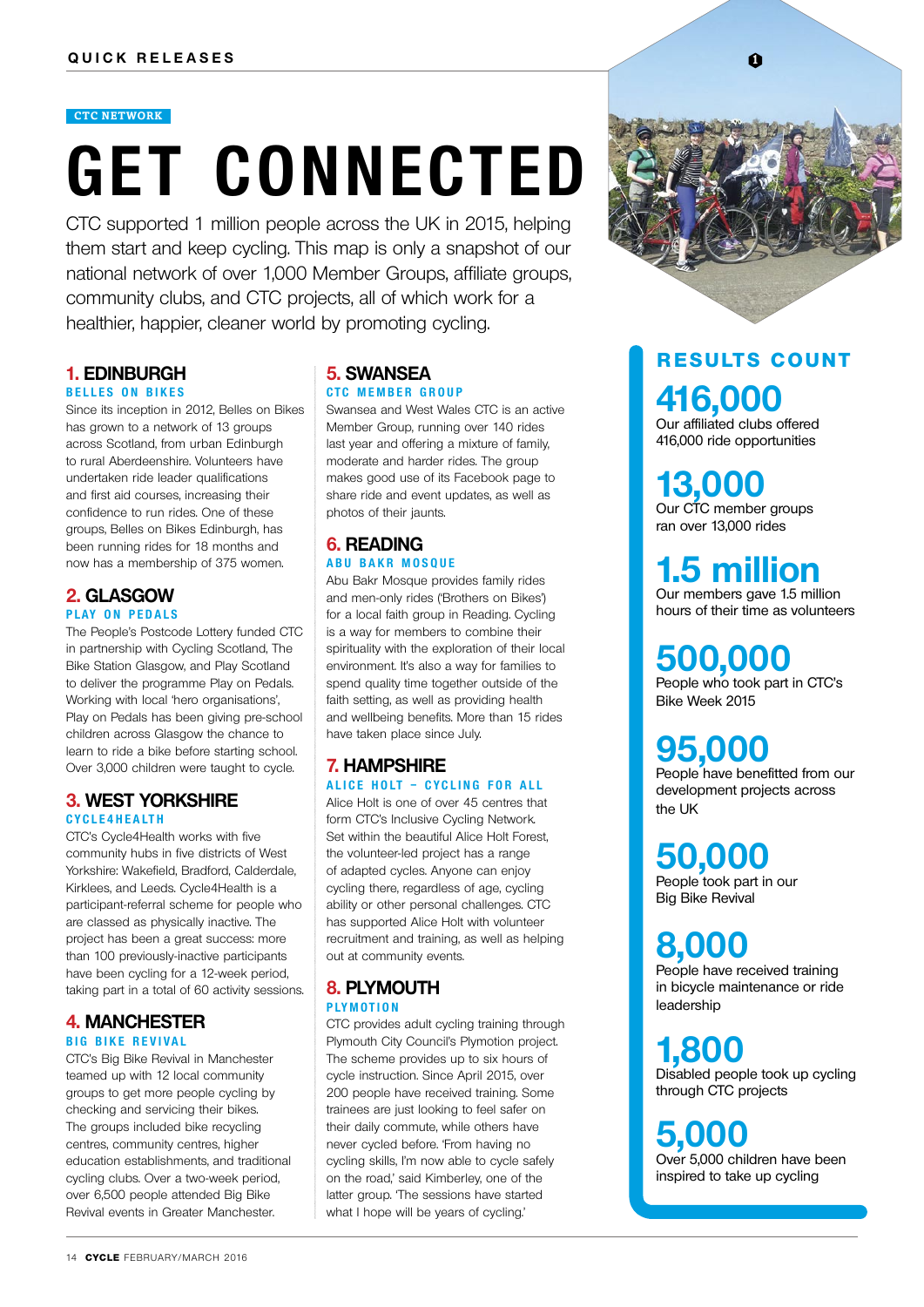CTC NETWORK

# GET CONNECTED

CTC supported 1 million people across the UK in 2015, helping them start and keep cycling. This map is only a snapshot of our national network of over 1,000 Member Groups, affiliate groups, community clubs, and CTC projects, all of which work for a healthier, happier, cleaner world by promoting cycling.

## 1. EDINBURGH

### BELLES ON BIKES

Since its inception in 2012, Belles on Bikes has grown to a network of 13 groups across Scotland, from urban Edinburgh to rural Aberdeenshire. Volunteers have undertaken ride leader qualifications and first aid courses, increasing their confidence to run rides. One of these groups, Belles on Bikes Edinburgh, has been running rides for 18 months and now has a membership of 375 women.

## 2. GLASGOW

### PLAY ON PEDALS

The People's Postcode Lottery funded CTC in partnership with Cycling Scotland, The Bike Station Glasgow, and Play Scotland to deliver the programme Play on Pedals. Working with local 'hero organisations', Play on Pedals has been giving pre-school children across Glasgow the chance to learn to ride a bike before starting school. Over 3,000 children were taught to cycle.

## 3. WEST YORKSHIRE

### CYCLE4HEALTH

CTC's Cycle4Health works with five community hubs in five districts of West Yorkshire: Wakefield, Bradford, Calderdale, Kirklees, and Leeds. Cycle4Health is a participant-referral scheme for people who are classed as physically inactive. The project has been a great success: more than 100 previously-inactive participants have been cycling for a 12-week period, taking part in a total of 60 activity sessions.

## 4. MANCHESTER

### BIG BIKE REVIVAL

CTC's Big Bike Revival in Manchester teamed up with 12 local community groups to get more people cycling by checking and servicing their bikes. The groups included bike recycling centres, community centres, higher education establishments, and traditional cycling clubs. Over a two-week period, over 6,500 people attended Big Bike Revival events in Greater Manchester.

## 5. SWANSEA

### CTC MEMBER GROUP

Swansea and West Wales CTC is an active Member Group, running over 140 rides last year and offering a mixture of family, moderate and harder rides. The group makes good use of its Facebook page to share ride and event updates, as well as photos of their jaunts.

## 6. READING

### ABU BAKR MOSQUE

Abu Bakr Mosque provides family rides and men-only rides ('Brothers on Bikes') for a local faith group in Reading. Cycling is a way for members to combine their spirituality with the exploration of their local environment. It's also a way for families to spend quality time together outside of the faith setting, as well as providing health and wellbeing benefits. More than 15 rides have taken place since July.

## 7. HAMPSHIRE

### ALICE HOLT – CYCLING FOR ALL

Alice Holt is one of over 45 centres that form CTC's Inclusive Cycling Network. Set within the beautiful Alice Holt Forest, the volunteer-led project has a range of adapted cycles. Anyone can enjoy cycling there, regardless of age, cycling ability or other personal challenges. CTC has supported Alice Holt with volunteer recruitment and training, as well as helping out at community events.

## 8. PLYMOUTH

### PLYMOTION

CTC provides adult cycling training through Plymouth City Council's Plymotion project. The scheme provides up to six hours of cycle instruction. Since April 2015, over 200 people have received training. Some trainees are just looking to feel safer on their daily commute, while others have never cycled before. 'From having no cycling skills, I'm now able to cycle safely on the road,' said Kimberley, one of the latter group. 'The sessions have started what I hope will be years of cycling.'

## RESULTS COUNT

**416,000**
Our affiliated clubs offered 416,000 ride opportunities

**13,000**
Our CTC member groups ran over 13,000 rides

**1.5 million**
Our members gave 1.5 million hours of their time as volunteers

**500,000**
People who took part in CTC's Bike Week 2015

**95,000**
People have benefitted from our development projects across the UK

**50,000**
People took part in our Big Bike Revival

**8,000**
People have received training in bicycle maintenance or ride leadership

**1,800**
Disabled people took up cycling through CTC projects

**5,000**
Over 5,000 children have been inspired to take up cycling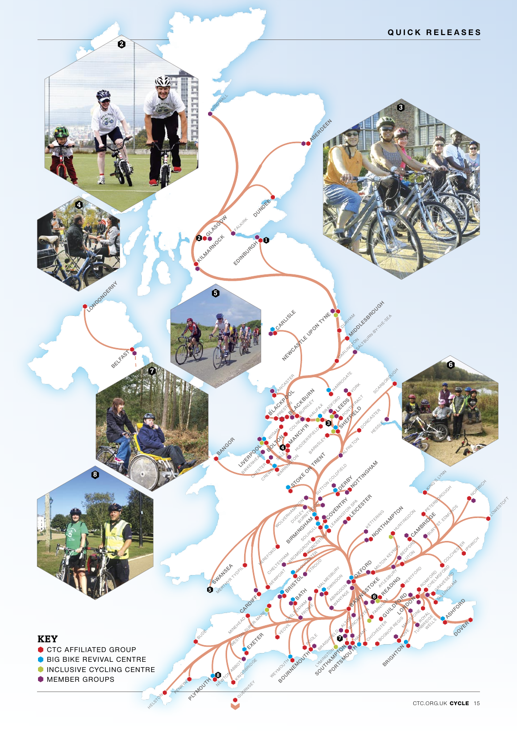## QUICK RELEASES

**KEY**

- CTC AFFILIATED GROUP
- BIG BIKE REVIVAL CENTRE
- INCLUSIVE CYCLING CENTRE
- MEMBER GROUPS